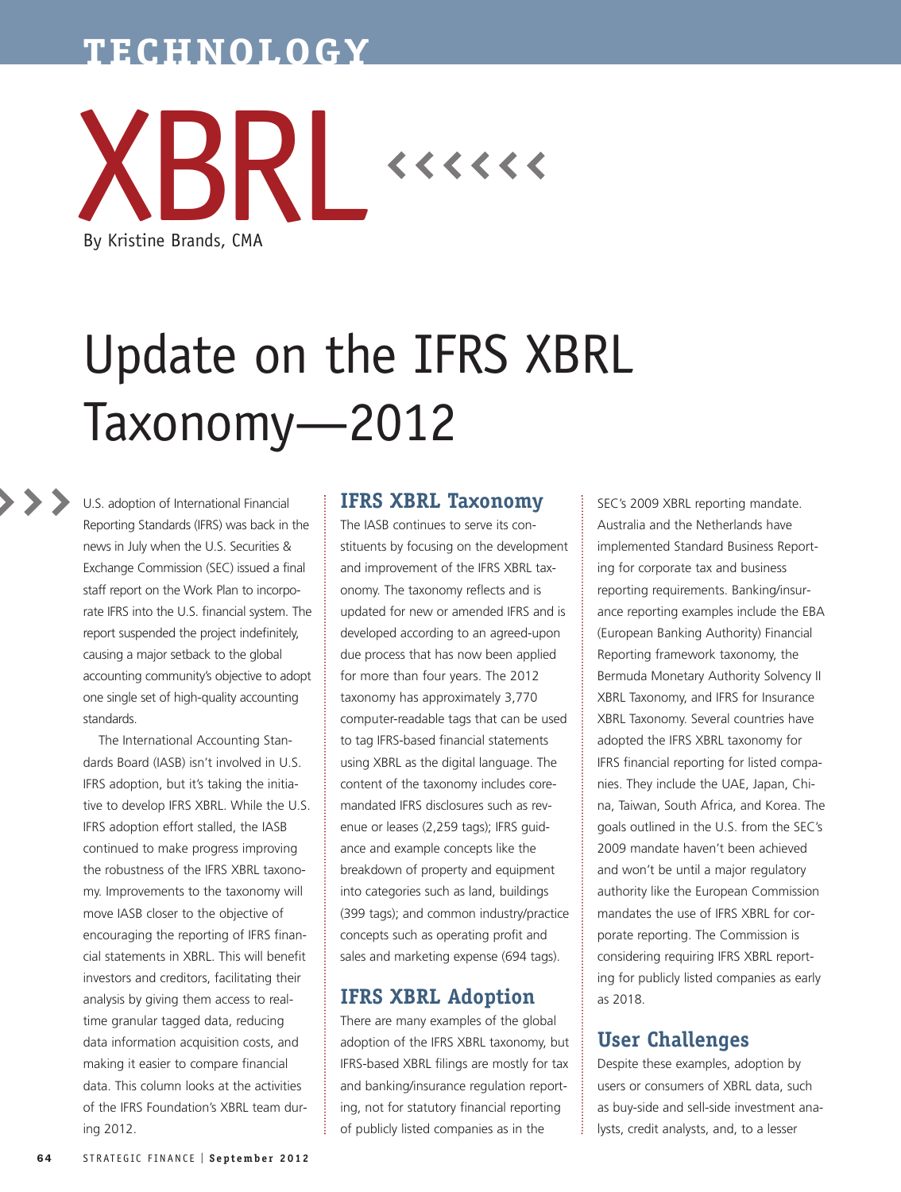TECHNOLOGY

# XBRL

By Kristine Brands, CMA

# Update on the IFRS XBRL Taxonomy—2012

U.S. adoption of International Financial Reporting Standards (IFRS) was back in the news in July when the U.S. Securities & Exchange Commission (SEC) issued a final staff report on the Work Plan to incorporate IFRS into the U.S. financial system. The report suspended the project indefinitely, causing a major setback to the global accounting community's objective to adopt one single set of high-quality accounting standards.

The International Accounting Standards Board (IASB) isn't involved in U.S. IFRS adoption, but it's taking the initiative to develop IFRS XBRL. While the U.S. IFRS adoption effort stalled, the IASB continued to make progress improving the robustness of the IFRS XBRL taxonomy. Improvements to the taxonomy will move IASB closer to the objective of encouraging the reporting of IFRS financial statements in XBRL. This will benefit investors and creditors, facilitating their analysis by giving them access to real-time granular tagged data, reducing data information acquisition costs, and making it easier to compare financial data. This column looks at the activities of the IFRS Foundation's XBRL team during 2012.

## IFRS XBRL Taxonomy

The IASB continues to serve its constituents by focusing on the development and improvement of the IFRS XBRL taxonomy. The taxonomy reflects and is updated for new or amended IFRS and is developed according to an agreed-upon due process that has now been applied for more than four years. The 2012 taxonomy has approximately 3,770 computer-readable tags that can be used to tag IFRS-based financial statements using XBRL as the digital language. The content of the taxonomy includes core-mandated IFRS disclosures such as revenue or leases (2,259 tags); IFRS guidance and example concepts like the breakdown of property and equipment into categories such as land, buildings (399 tags); and common industry/practice concepts such as operating profit and sales and marketing expense (694 tags).

## IFRS XBRL Adoption

There are many examples of the global adoption of the IFRS XBRL taxonomy, but IFRS-based XBRL filings are mostly for tax and banking/insurance regulation reporting, not for statutory financial reporting of publicly listed companies as in the SEC's 2009 XBRL reporting mandate. Australia and the Netherlands have implemented Standard Business Reporting for corporate tax and business reporting requirements. Banking/insurance reporting examples include the EBA (European Banking Authority) Financial Reporting framework taxonomy, the Bermuda Monetary Authority Solvency II XBRL Taxonomy, and IFRS for Insurance XBRL Taxonomy. Several countries have adopted the IFRS XBRL taxonomy for IFRS financial reporting for listed companies. They include the UAE, Japan, China, Taiwan, South Africa, and Korea. The goals outlined in the U.S. from the SEC's 2009 mandate haven't been achieved and won't be until a major regulatory authority like the European Commission mandates the use of IFRS XBRL for corporate reporting. The Commission is considering requiring IFRS XBRL reporting for publicly listed companies as early as 2018.

## User Challenges

Despite these examples, adoption by users or consumers of XBRL data, such as buy-side and sell-side investment analysts, credit analysts, and, to a lesser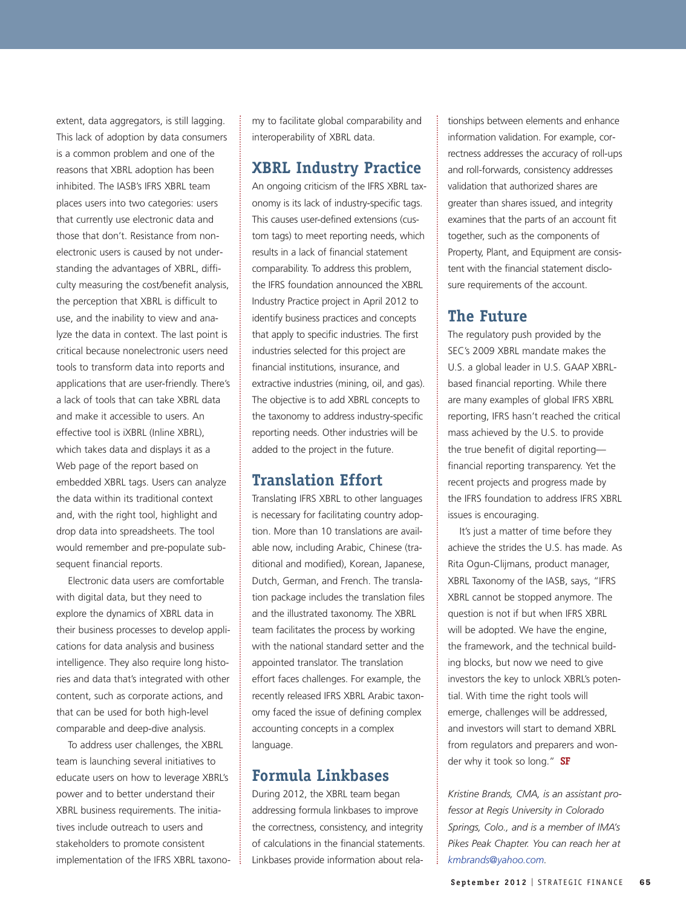extent, data aggregators, is still lagging. This lack of adoption by data consumers is a common problem and one of the reasons that XBRL adoption has been inhibited. The IASB's IFRS XBRL team places users into two categories: users that currently use electronic data and those that don't. Resistance from nonelectronic users is caused by not understanding the advantages of XBRL, difficulty measuring the cost/benefit analysis, the perception that XBRL is difficult to use, and the inability to view and analyze the data in context. The last point is critical because nonelectronic users need tools to transform data into reports and applications that are user-friendly. There's a lack of tools that can take XBRL data and make it accessible to users. An effective tool is iXBRL (Inline XBRL), which takes data and displays it as a Web page of the report based on embedded XBRL tags. Users can analyze the data within its traditional context and, with the right tool, highlight and drop data into spreadsheets. The tool would remember and pre-populate subsequent financial reports.

Electronic data users are comfortable with digital data, but they need to explore the dynamics of XBRL data in their business processes to develop applications for data analysis and business intelligence. They also require long histories and data that's integrated with other content, such as corporate actions, and that can be used for both high-level comparable and deep-dive analysis.

To address user challenges, the XBRL team is launching several initiatives to educate users on how to leverage XBRL's power and to better understand their XBRL business requirements. The initiatives include outreach to users and stakeholders to promote consistent implementation of the IFRS XBRL taxonomy to facilitate global comparability and interoperability of XBRL data.

## XBRL Industry Practice

An ongoing criticism of the IFRS XBRL taxonomy is its lack of industry-specific tags. This causes user-defined extensions (custom tags) to meet reporting needs, which results in a lack of financial statement comparability. To address this problem, the IFRS foundation announced the XBRL Industry Practice project in April 2012 to identify business practices and concepts that apply to specific industries. The first industries selected for this project are financial institutions, insurance, and extractive industries (mining, oil, and gas). The objective is to add XBRL concepts to the taxonomy to address industry-specific reporting needs. Other industries will be added to the project in the future.

## Translation Effort

Translating IFRS XBRL to other languages is necessary for facilitating country adoption. More than 10 translations are available now, including Arabic, Chinese (traditional and modified), Korean, Japanese, Dutch, German, and French. The translation package includes the translation files and the illustrated taxonomy. The XBRL team facilitates the process by working with the national standard setter and the appointed translator. The translation effort faces challenges. For example, the recently released IFRS XBRL Arabic taxonomy faced the issue of defining complex accounting concepts in a complex language.

## Formula Linkbases

During 2012, the XBRL team began addressing formula linkbases to improve the correctness, consistency, and integrity of calculations in the financial statements. Linkbases provide information about relationships between elements and enhance information validation. For example, correctness addresses the accuracy of roll-ups and roll-forwards, consistency addresses validation that authorized shares are greater than shares issued, and integrity examines that the parts of an account fit together, such as the components of Property, Plant, and Equipment are consistent with the financial statement disclosure requirements of the account.

## The Future

The regulatory push provided by the SEC's 2009 XBRL mandate makes the U.S. a global leader in U.S. GAAP XBRL-based financial reporting. While there are many examples of global IFRS XBRL reporting, IFRS hasn't reached the critical mass achieved by the U.S. to provide the true benefit of digital reporting—financial reporting transparency. Yet the recent projects and progress made by the IFRS foundation to address IFRS XBRL issues is encouraging.

It's just a matter of time before they achieve the strides the U.S. has made. As Rita Ogun-Clijmans, product manager, XBRL Taxonomy of the IASB, says, "IFRS XBRL cannot be stopped anymore. The question is not if but when IFRS XBRL will be adopted. We have the engine, the framework, and the technical building blocks, but now we need to give investors the key to unlock XBRL's potential. With time the right tools will emerge, challenges will be addressed, and investors will start to demand XBRL from regulators and preparers and wonder why it took so long." **SF**

*Kristine Brands, CMA, is an assistant professor at Regis University in Colorado Springs, Colo., and is a member of IMA's Pikes Peak Chapter. You can reach her at kmbrands@yahoo.com.*